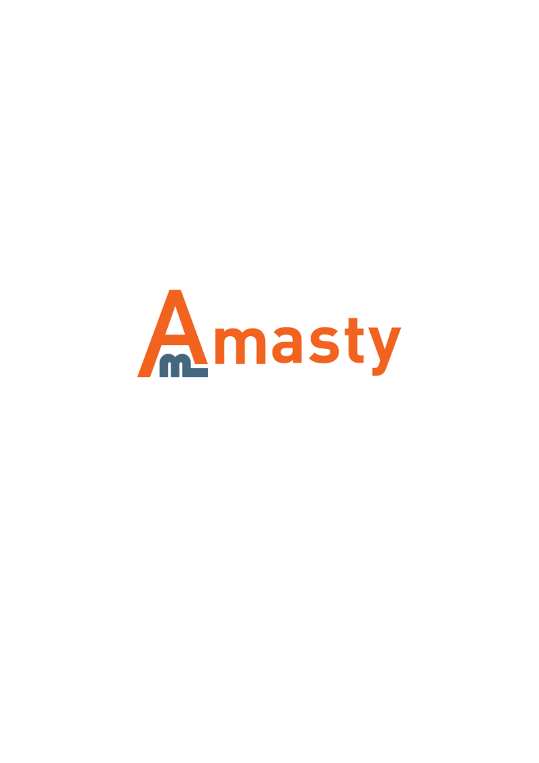Amasty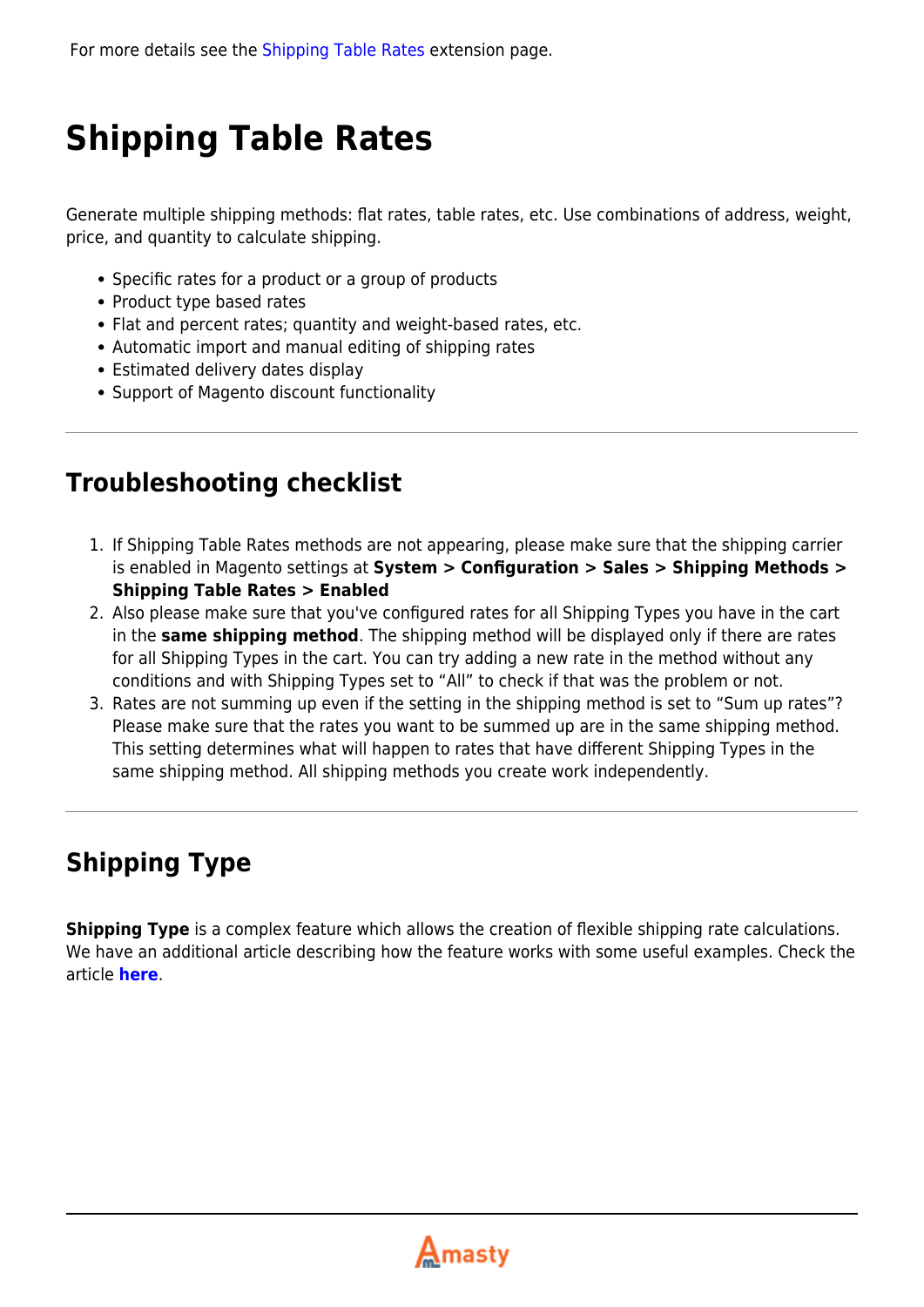For more details see the Shipping Table Rates extension page.

# Shipping Table Rates

Generate multiple shipping methods: flat rates, table rates, etc. Use combinations of address, weight, price, and quantity to calculate shipping.

- Specific rates for a product or a group of products
- Product type based rates
- Flat and percent rates; quantity and weight-based rates, etc.
- Automatic import and manual editing of shipping rates
- Estimated delivery dates display
- Support of Magento discount functionality

---

## Troubleshooting checklist

1. If Shipping Table Rates methods are not appearing, please make sure that the shipping carrier is enabled in Magento settings at **System > Configuration > Sales > Shipping Methods > Shipping Table Rates > Enabled**
2. Also please make sure that you've configured rates for all Shipping Types you have in the cart in the **same shipping method**. The shipping method will be displayed only if there are rates for all Shipping Types in the cart. You can try adding a new rate in the method without any conditions and with Shipping Types set to “All” to check if that was the problem or not.
3. Rates are not summing up even if the setting in the shipping method is set to “Sum up rates”? Please make sure that the rates you want to be summed up are in the same shipping method. This setting determines what will happen to rates that have different Shipping Types in the same shipping method. All shipping methods you create work independently.

---

## Shipping Type

**Shipping Type** is a complex feature which allows the creation of flexible shipping rate calculations. We have an additional article describing how the feature works with some useful examples. Check the article **here**.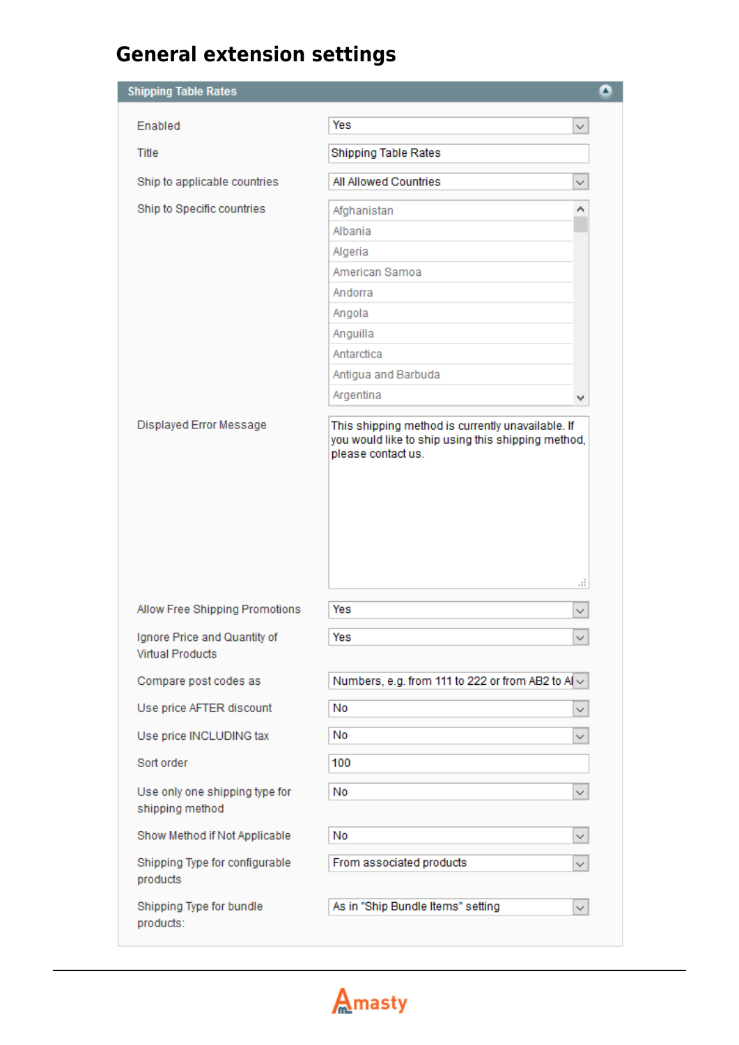# General extension settings

**Shipping Table Rates**

| Setting | Value |
| --- | --- |
| Enabled | Yes |
| Title | Shipping Table Rates |
| Ship to applicable countries | All Allowed Countries |
| Ship to Specific countries | Afghanistan, Albania, Algeria, American Samoa, Andorra, Angola, Anguilla, Antarctica, Antigua and Barbuda, Argentina |
| Displayed Error Message | This shipping method is currently unavailable. If you would like to ship using this shipping method, please contact us. |
| Allow Free Shipping Promotions | Yes |
| Ignore Price and Quantity of Virtual Products | Yes |
| Compare post codes as | Numbers, e.g. from 111 to 222 or from AB2 to AI |
| Use price AFTER discount | No |
| Use price INCLUDING tax | No |
| Sort order | 100 |
| Use only one shipping type for shipping method | No |
| Show Method if Not Applicable | No |
| Shipping Type for configurable products | From associated products |
| Shipping Type for bundle products: | As in "Ship Bundle Items" setting |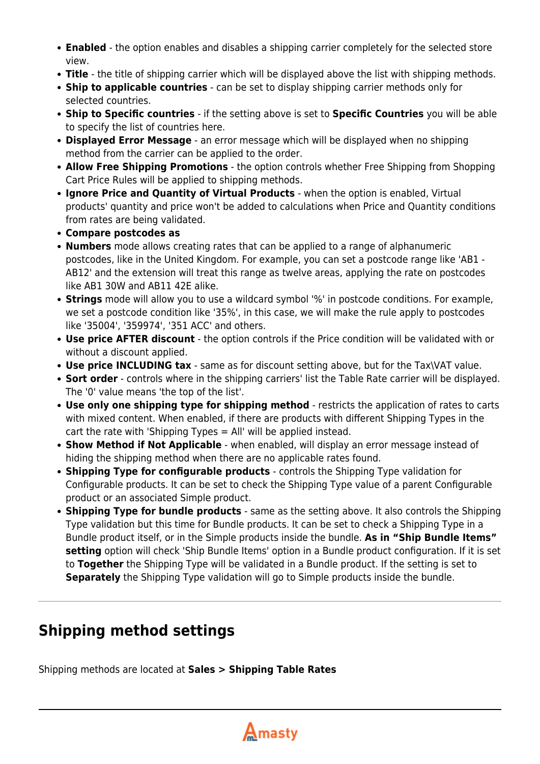- **Enabled** - the option enables and disables a shipping carrier completely for the selected store view.
- **Title** - the title of shipping carrier which will be displayed above the list with shipping methods.
- **Ship to applicable countries** - can be set to display shipping carrier methods only for selected countries.
- **Ship to Specific countries** - if the setting above is set to **Specific Countries** you will be able to specify the list of countries here.
- **Displayed Error Message** - an error message which will be displayed when no shipping method from the carrier can be applied to the order.
- **Allow Free Shipping Promotions** - the option controls whether Free Shipping from Shopping Cart Price Rules will be applied to shipping methods.
- **Ignore Price and Quantity of Virtual Products** - when the option is enabled, Virtual products' quantity and price won't be added to calculations when Price and Quantity conditions from rates are being validated.
- **Compare postcodes as**
- **Numbers** mode allows creating rates that can be applied to a range of alphanumeric postcodes, like in the United Kingdom. For example, you can set a postcode range like 'AB1 - AB12' and the extension will treat this range as twelve areas, applying the rate on postcodes like AB1 30W and AB11 42E alike.
- **Strings** mode will allow you to use a wildcard symbol '%' in postcode conditions. For example, we set a postcode condition like '35%', in this case, we will make the rule apply to postcodes like '35004', '359974', '351 ACC' and others.
- **Use price AFTER discount** - the option controls if the Price condition will be validated with or without a discount applied.
- **Use price INCLUDING tax** - same as for discount setting above, but for the Tax\VAT value.
- **Sort order** - controls where in the shipping carriers' list the Table Rate carrier will be displayed. The '0' value means 'the top of the list'.
- **Use only one shipping type for shipping method** - restricts the application of rates to carts with mixed content. When enabled, if there are products with different Shipping Types in the cart the rate with 'Shipping Types = All' will be applied instead.
- **Show Method if Not Applicable** - when enabled, will display an error message instead of hiding the shipping method when there are no applicable rates found.
- **Shipping Type for configurable products** - controls the Shipping Type validation for Configurable products. It can be set to check the Shipping Type value of a parent Configurable product or an associated Simple product.
- **Shipping Type for bundle products** - same as the setting above. It also controls the Shipping Type validation but this time for Bundle products. It can be set to check a Shipping Type in a Bundle product itself, or in the Simple products inside the bundle. **As in "Ship Bundle Items" setting** option will check 'Ship Bundle Items' option in a Bundle product configuration. If it is set to **Together** the Shipping Type will be validated in a Bundle product. If the setting is set to **Separately** the Shipping Type validation will go to Simple products inside the bundle.

---

## Shipping method settings

Shipping methods are located at **Sales > Shipping Table Rates**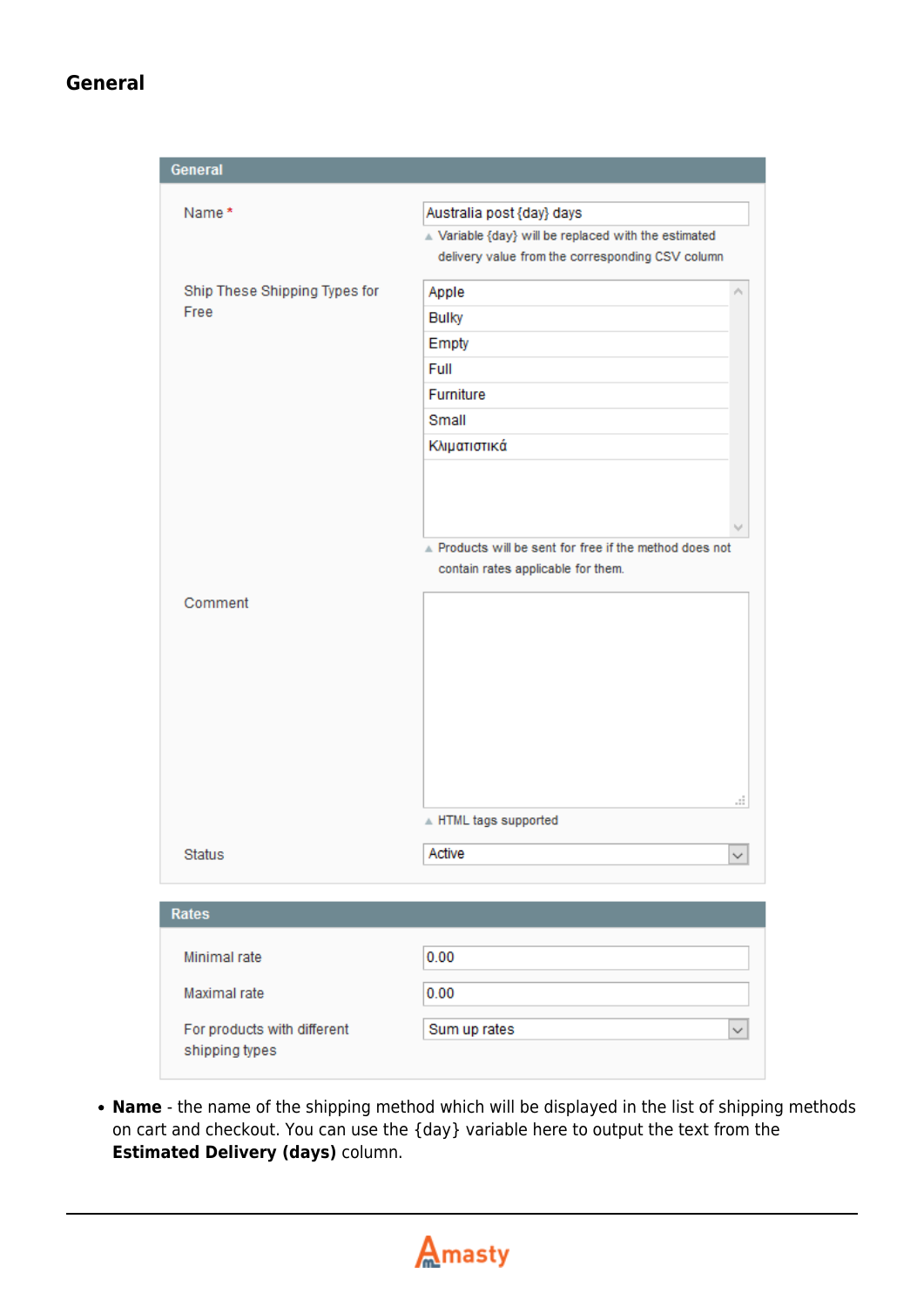## General

- **Name** - the name of the shipping method which will be displayed in the list of shipping methods on cart and checkout. You can use the {day} variable here to output the text from the **Estimated Delivery (days)** column.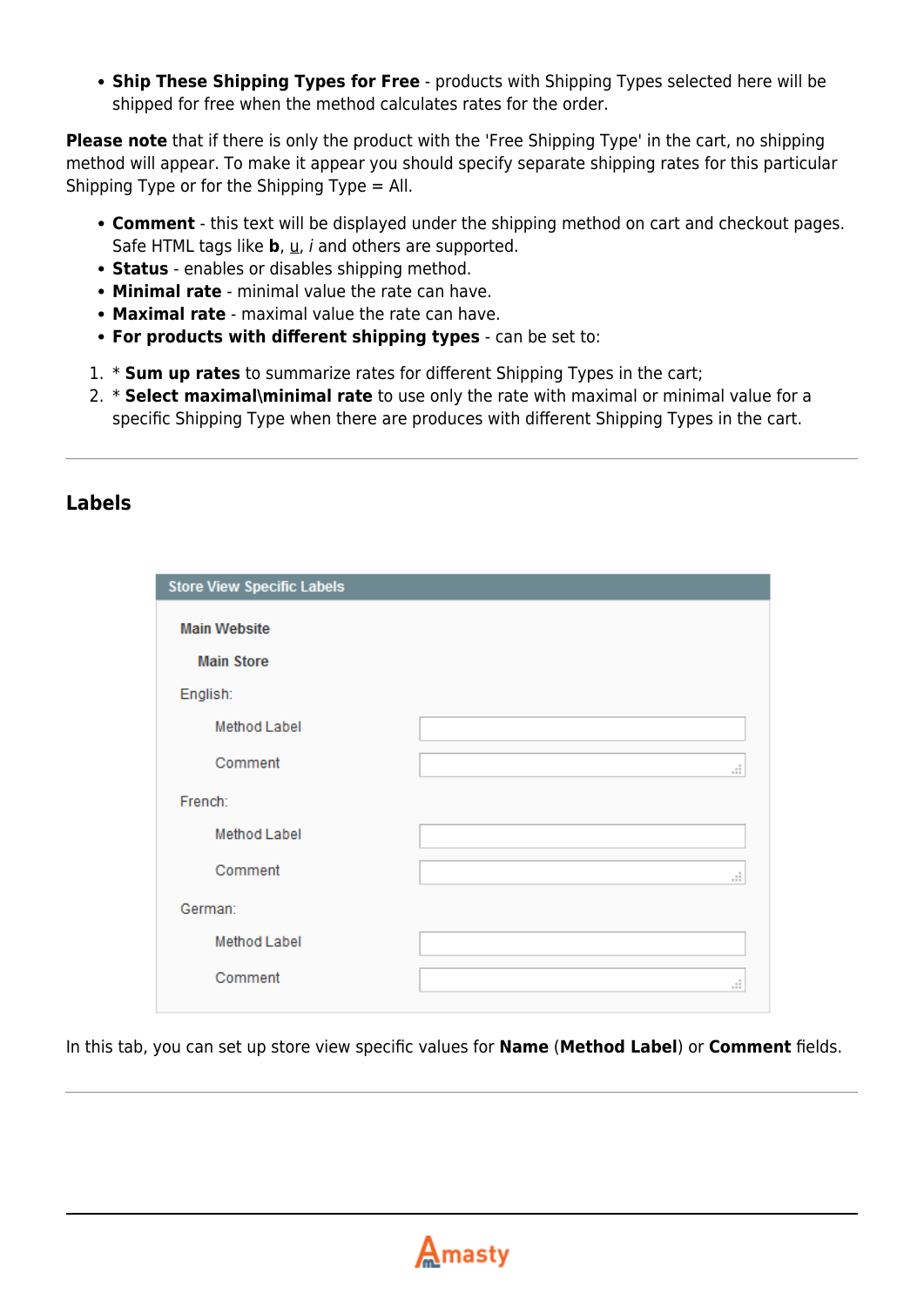- **Ship These Shipping Types for Free** - products with Shipping Types selected here will be shipped for free when the method calculates rates for the order.

**Please note** that if there is only the product with the 'Free Shipping Type' in the cart, no shipping method will appear. To make it appear you should specify separate shipping rates for this particular Shipping Type or for the Shipping Type = All.

- **Comment** - this text will be displayed under the shipping method on cart and checkout pages. Safe HTML tags like **b**, <u>u</u>, *i* and others are supported.
- **Status** - enables or disables shipping method.
- **Minimal rate** - minimal value the rate can have.
- **Maximal rate** - maximal value the rate can have.
- **For products with different shipping types** - can be set to:

1. * **Sum up rates** to summarize rates for different Shipping Types in the cart;
2. * **Select maximal\minimal rate** to use only the rate with maximal or minimal value for a specific Shipping Type when there are produces with different Shipping Types in the cart.

---

## Labels

In this tab, you can set up store view specific values for **Name** (**Method Label**) or **Comment** fields.

---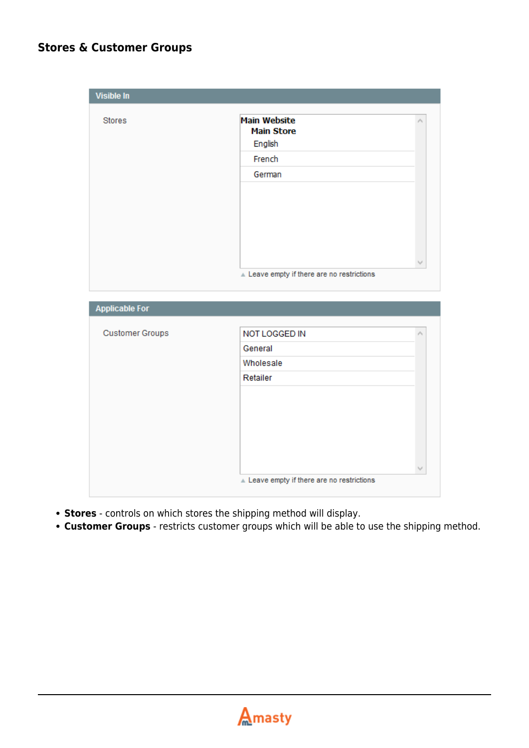## Stores & Customer Groups

**Visible In**

Stores

- Main Website
  - Main Store
    - English
    - French
    - German

Leave empty if there are no restrictions

**Applicable For**

Customer Groups

- NOT LOGGED IN
- General
- Wholesale
- Retailer

Leave empty if there are no restrictions

- **Stores** - controls on which stores the shipping method will display.
- **Customer Groups** - restricts customer groups which will be able to use the shipping method.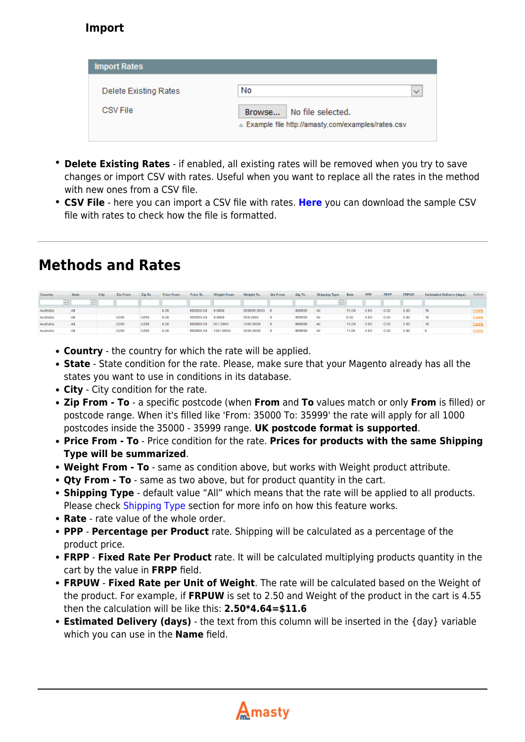### Import

Import Rates

| | |
|---|---|
| Delete Existing Rates | No |
| CSV File | Browse... No file selected. |
| | Example file http://amasty.com/examples/rates.csv |

- **Delete Existing Rates** - if enabled, all existing rates will be removed when you try to save changes or import CSV with rates. Useful when you want to replace all the rates in the method with new ones from a CSV file.
- **CSV File** - here you can import a CSV file with rates. **Here** you can download the sample CSV file with rates to check how the file is formatted.

---

## Methods and Rates

| Country | State | City | Zip From | Zip To | Price From | Price To | Weight From | Weight To | Qty From | Qty To | Shipping Type | Rate | PPP | FRPP | FRPUW | Estimated Delivery (days) | Action |
|---|---|---|---|---|---|---|---|---|---|---|---|---|---|---|---|---|---|
| Australia | All | | | | 0.00 | 999999.00 | 0.0000 | 999999.0000 | 0 | 999999 | All | 15.00 | 0.00 | 0.00 | 0.00 | 10 | Delete |
| Australia | All | | 0200 | 0299 | 0.00 | 999999.00 | 0.0000 | 500.0000 | 0 | 999999 | All | 8.00 | 0.00 | 0.00 | 0.00 | 10 | Delete |
| Australia | All | | 0200 | 0299 | 0.00 | 999999.00 | 501.0000 | 1000.0000 | 0 | 999999 | All | 10.00 | 0.00 | 0.00 | 0.00 | 10 | Delete |
| Australia | All | | 0200 | 0299 | 0.00 | 999999.00 | 1001.0000 | 2000.0000 | 0 | 999999 | All | 11.00 | 0.00 | 0.00 | 0.00 | 0 | Delete |

- **Country** - the country for which the rate will be applied.
- **State** - State condition for the rate. Please, make sure that your Magento already has all the states you want to use in conditions in its database.
- **City** - City condition for the rate.
- **Zip From - To** - a specific postcode (when **From** and **To** values match or only **From** is filled) or postcode range. When it's filled like 'From: 35000 To: 35999' the rate will apply for all 1000 postcodes inside the 35000 - 35999 range. **UK postcode format is supported**.
- **Price From - To** - Price condition for the rate. **Prices for products with the same Shipping Type will be summarized**.
- **Weight From - To** - same as condition above, but works with Weight product attribute.
- **Qty From - To** - same as two above, but for product quantity in the cart.
- **Shipping Type** - default value "All" which means that the rate will be applied to all products. Please check Shipping Type section for more info on how this feature works.
- **Rate** - rate value of the whole order.
- **PPP** - **Percentage per Product** rate. Shipping will be calculated as a percentage of the product price.
- **FRPP** - **Fixed Rate Per Product** rate. It will be calculated multiplying products quantity in the cart by the value in **FRPP** field.
- **FRPUW** - **Fixed Rate per Unit of Weight**. The rate will be calculated based on the Weight of the product. For example, if **FRPUW** is set to 2.50 and Weight of the product in the cart is 4.55 then the calculation will be like this: **2.50*4.64=$11.6**
- **Estimated Delivery (days)** - the text from this column will be inserted in the {day} variable which you can use in the **Name** field.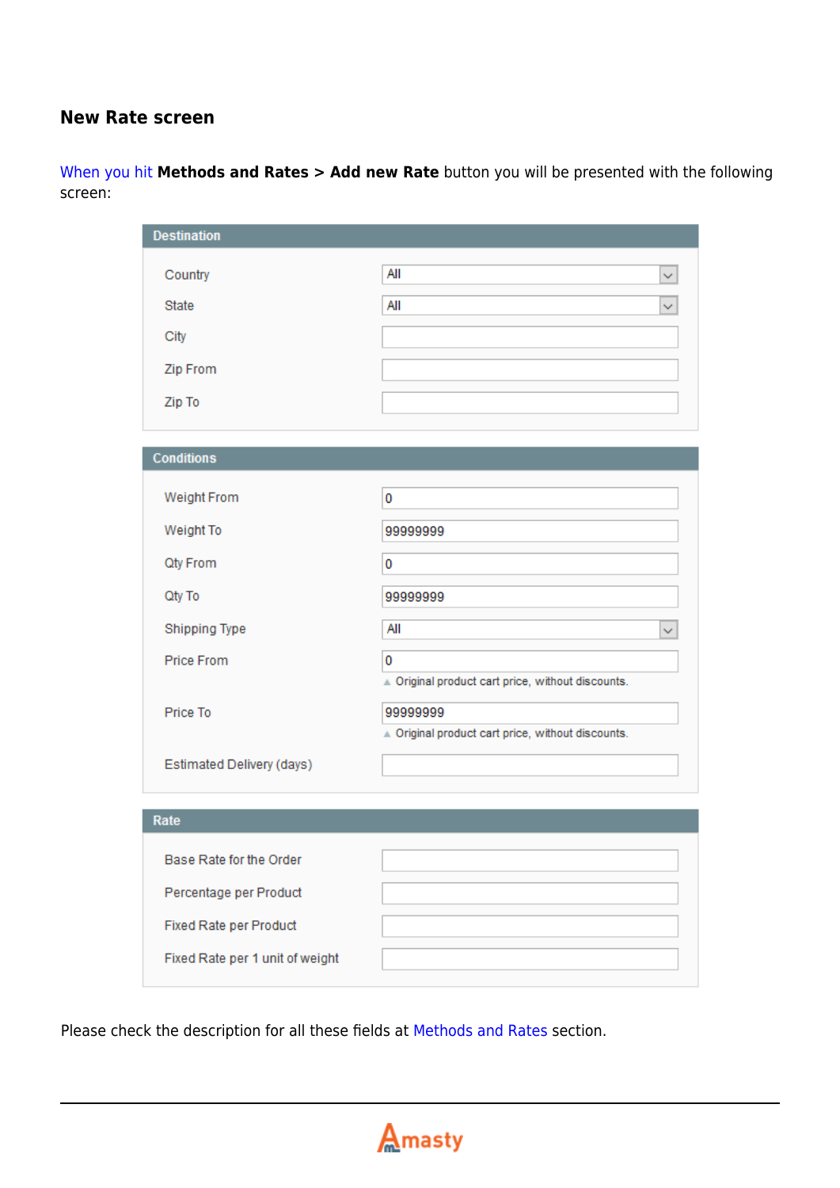### New Rate screen

When you hit **Methods and Rates > Add new Rate** button you will be presented with the following screen:

**Destination**

| Field | Value |
|---|---|
| Country | All |
| State | All |
| City | |
| Zip From | |
| Zip To | |

**Conditions**

| Field | Value |
|---|---|
| Weight From | 0 |
| Weight To | 99999999 |
| Qty From | 0 |
| Qty To | 99999999 |
| Shipping Type | All |
| Price From | 0 (Original product cart price, without discounts.) |
| Price To | 99999999 (Original product cart price, without discounts.) |
| Estimated Delivery (days) | |

**Rate**

| Field | Value |
|---|---|
| Base Rate for the Order | |
| Percentage per Product | |
| Fixed Rate per Product | |
| Fixed Rate per 1 unit of weight | |

Please check the description for all these fields at Methods and Rates section.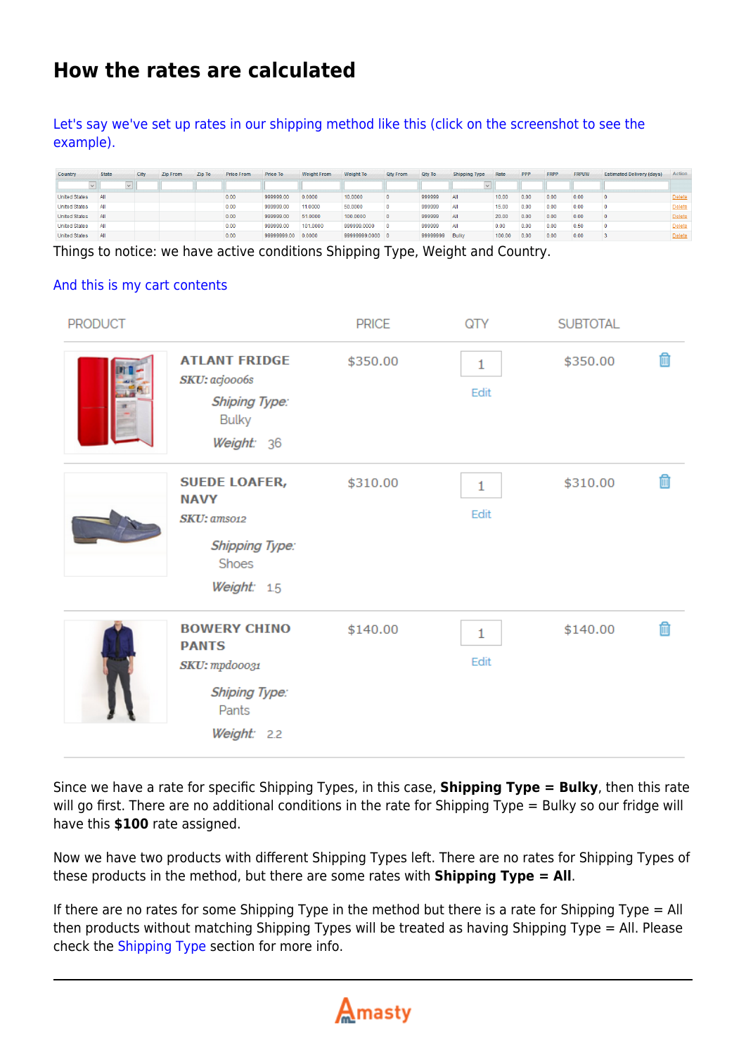## How the rates are calculated

Let's say we've set up rates in our shipping method like this (click on the screenshot to see the example).

| Country | State | City | Zip From | Zip To | Price From | Price To | Weight From | Weight To | Qty From | Qty To | Shipping Type | Rate | PPP | FRPP | FRPUW | Estimated Delivery (days) | Action |
|---|---|---|---|---|---|---|---|---|---|---|---|---|---|---|---|---|---|
| United States | All | | | | 0.00 | 999999.00 | 0.0000 | 10.0000 | 0 | 999999 | All | 10.00 | 0.00 | 0.00 | 0.00 | 0 | Delete |
| United States | All | | | | 0.00 | 999999.00 | 11.0000 | 50.0000 | 0 | 999999 | All | 15.00 | 0.00 | 0.00 | 0.00 | 0 | Delete |
| United States | All | | | | 0.00 | 999999.00 | 51.0000 | 100.0000 | 0 | 999999 | All | 20.00 | 0.00 | 0.00 | 0.00 | 0 | Delete |
| United States | All | | | | 0.00 | 999999.00 | 101.0000 | 999999.0000 | 0 | 999999 | All | 0.00 | 0.00 | 0.00 | 0.50 | 0 | Delete |
| United States | All | | | | 0.00 | 99999999.00 | 0.0000 | 99999999.0000 | 0 | 99999999 | Bulky | 100.00 | 0.00 | 0.00 | 0.00 | 3 | Delete |

Things to notice: we have active conditions Shipping Type, Weight and Country.

And this is my cart contents

| PRODUCT | PRICE | QTY | SUBTOTAL |
|---|---|---|---|
| **ATLANT FRIDGE** *SKU: acjooo6s* *Shiping Type:* Bulky *Weight:* 36 | $350.00 | 1 | $350.00 |
| **SUEDE LOAFER, NAVY** *SKU: amso12* *Shiping Type:* Shoes *Weight:* 1.5 | $310.00 | 1 | $310.00 |
| **BOWERY CHINO PANTS** *SKU: mpdooo31* *Shiping Type:* Pants *Weight:* 2.2 | $140.00 | 1 | $140.00 |

Since we have a rate for specific Shipping Types, in this case, **Shipping Type = Bulky**, then this rate will go first. There are no additional conditions in the rate for Shipping Type = Bulky so our fridge will have this **$100** rate assigned.

Now we have two products with different Shipping Types left. There are no rates for Shipping Types of these products in the method, but there are some rates with **Shipping Type = All**.

If there are no rates for some Shipping Type in the method but there is a rate for Shipping Type = All then products without matching Shipping Types will be treated as having Shipping Type = All. Please check the Shipping Type section for more info.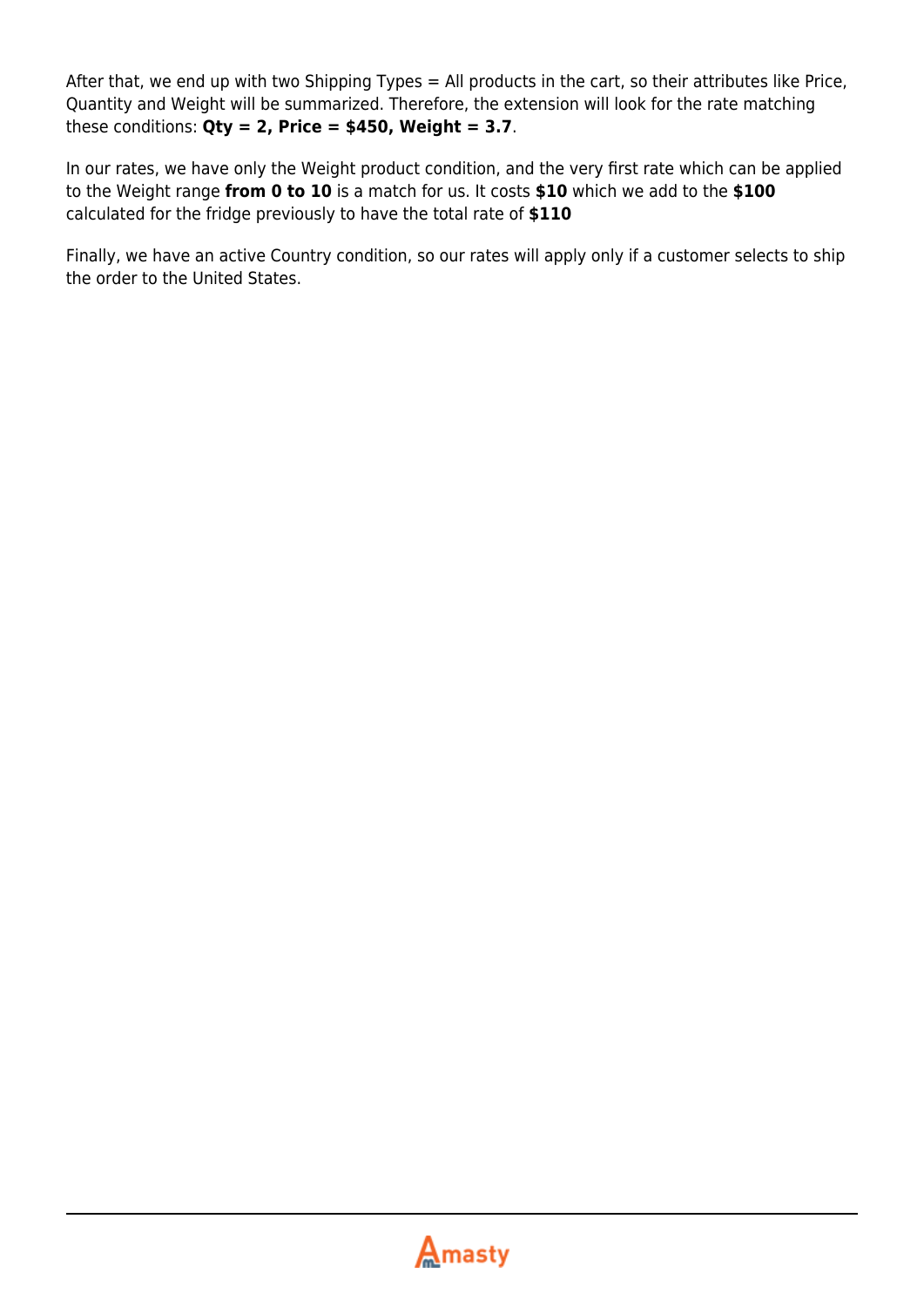After that, we end up with two Shipping Types = All products in the cart, so their attributes like Price, Quantity and Weight will be summarized. Therefore, the extension will look for the rate matching these conditions: **Qty = 2, Price = $450, Weight = 3.7**.

In our rates, we have only the Weight product condition, and the very first rate which can be applied to the Weight range **from 0 to 10** is a match for us. It costs **$10** which we add to the **$100** calculated for the fridge previously to have the total rate of **$110**

Finally, we have an active Country condition, so our rates will apply only if a customer selects to ship the order to the United States.